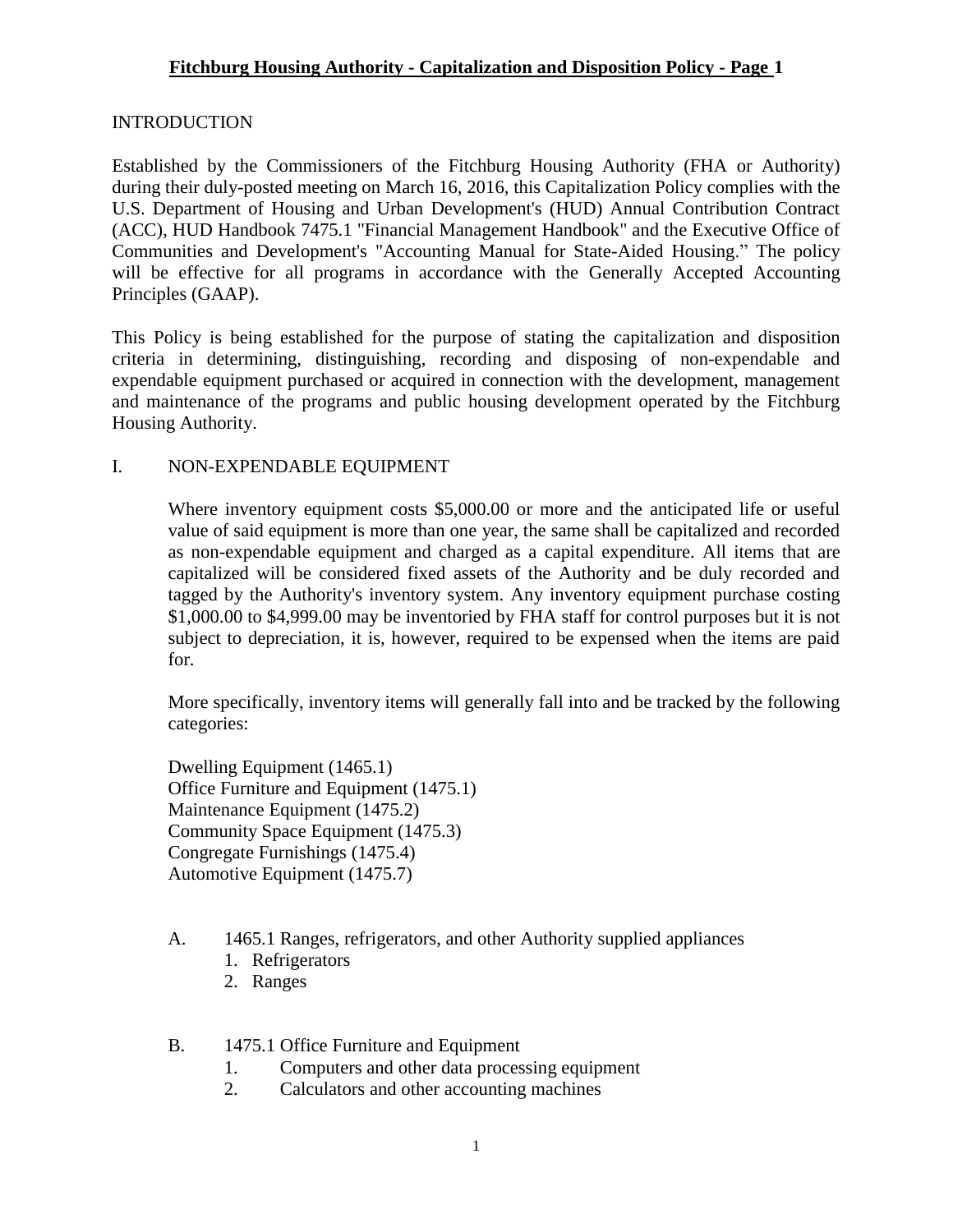# Fitchburg Housing Authority - Capitalization and Disposition Policy - Page 1

## INTRODUCTION

Established by the Commissioners of the Fitchburg Housing Authority (FHA or Authority) during their duly-posted meeting on March 16, 2016, this Capitalization Policy complies with the U.S. Department of Housing and Urban Development's (HUD) Annual Contribution Contract (ACC), HUD Handbook 7475.1 "Financial Management Handbook" and the Executive Office of Communities and Development's "Accounting Manual for State-Aided Housing." The policy will be effective for all programs in accordance with the Generally Accepted Accounting Principles (GAAP).

This Policy is being established for the purpose of stating the capitalization and disposition criteria in determining, distinguishing, recording and disposing of non-expendable and expendable equipment purchased or acquired in connection with the development, management and maintenance of the programs and public housing development operated by the Fitchburg Housing Authority.

## I. NON-EXPENDABLE EQUIPMENT

Where inventory equipment costs $5,000.00 or more and the anticipated life or useful value of said equipment is more than one year, the same shall be capitalized and recorded as non-expendable equipment and charged as a capital expenditure. All items that are capitalized will be considered fixed assets of the Authority and be duly recorded and tagged by the Authority's inventory system. Any inventory equipment purchase costing $1,000.00 to $4,999.00 may be inventoried by FHA staff for control purposes but it is not subject to depreciation, it is, however, required to be expensed when the items are paid for.

More specifically, inventory items will generally fall into and be tracked by the following categories:

Dwelling Equipment (1465.1)
Office Furniture and Equipment (1475.1)
Maintenance Equipment (1475.2)
Community Space Equipment (1475.3)
Congregate Furnishings (1475.4)
Automotive Equipment (1475.7)

A. 1465.1 Ranges, refrigerators, and other Authority supplied appliances
   1. Refrigerators
   2. Ranges

B. 1475.1 Office Furniture and Equipment
   1. Computers and other data processing equipment
   2. Calculators and other accounting machines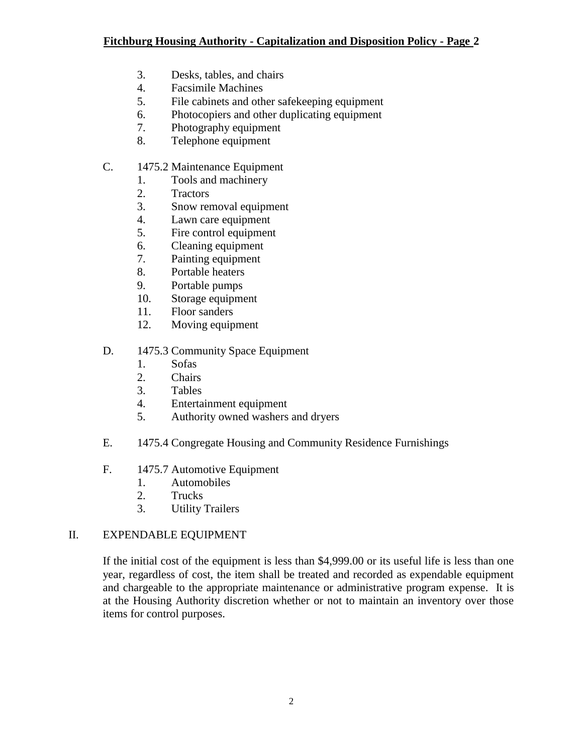3. Desks, tables, and chairs
4. Facsimile Machines
5. File cabinets and other safekeeping equipment
6. Photocopiers and other duplicating equipment
7. Photography equipment
8. Telephone equipment

C. 1475.2 Maintenance Equipment
   1. Tools and machinery
   2. Tractors
   3. Snow removal equipment
   4. Lawn care equipment
   5. Fire control equipment
   6. Cleaning equipment
   7. Painting equipment
   8. Portable heaters
   9. Portable pumps
   10. Storage equipment
   11. Floor sanders
   12. Moving equipment

D. 1475.3 Community Space Equipment
   1. Sofas
   2. Chairs
   3. Tables
   4. Entertainment equipment
   5. Authority owned washers and dryers

E. 1475.4 Congregate Housing and Community Residence Furnishings

F. 1475.7 Automotive Equipment
   1. Automobiles
   2. Trucks
   3. Utility Trailers

## II. EXPENDABLE EQUIPMENT

If the initial cost of the equipment is less than $4,999.00 or its useful life is less than one year, regardless of cost, the item shall be treated and recorded as expendable equipment and chargeable to the appropriate maintenance or administrative program expense. It is at the Housing Authority discretion whether or not to maintain an inventory over those items for control purposes.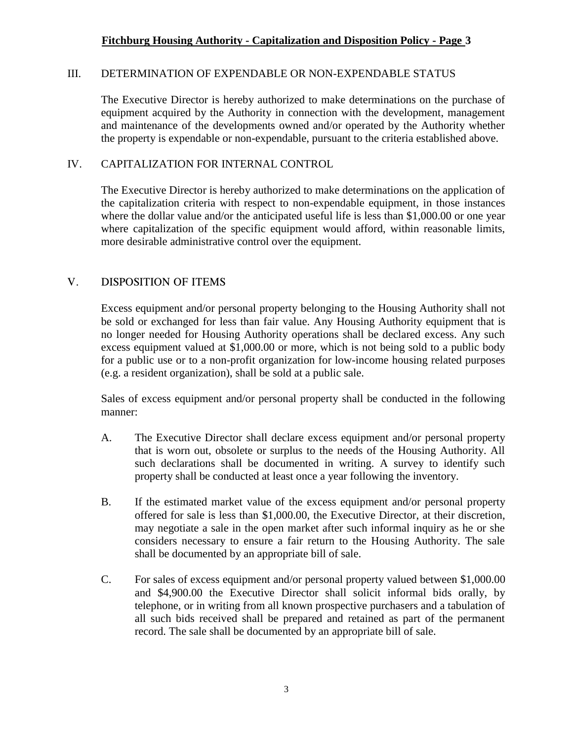## III. DETERMINATION OF EXPENDABLE OR NON-EXPENDABLE STATUS

The Executive Director is hereby authorized to make determinations on the purchase of equipment acquired by the Authority in connection with the development, management and maintenance of the developments owned and/or operated by the Authority whether the property is expendable or non-expendable, pursuant to the criteria established above.

## IV. CAPITALIZATION FOR INTERNAL CONTROL

The Executive Director is hereby authorized to make determinations on the application of the capitalization criteria with respect to non-expendable equipment, in those instances where the dollar value and/or the anticipated useful life is less than $1,000.00 or one year where capitalization of the specific equipment would afford, within reasonable limits, more desirable administrative control over the equipment.

## V. DISPOSITION OF ITEMS

Excess equipment and/or personal property belonging to the Housing Authority shall not be sold or exchanged for less than fair value. Any Housing Authority equipment that is no longer needed for Housing Authority operations shall be declared excess. Any such excess equipment valued at $1,000.00 or more, which is not being sold to a public body for a public use or to a non-profit organization for low-income housing related purposes (e.g. a resident organization), shall be sold at a public sale.

Sales of excess equipment and/or personal property shall be conducted in the following manner:

A. The Executive Director shall declare excess equipment and/or personal property that is worn out, obsolete or surplus to the needs of the Housing Authority. All such declarations shall be documented in writing. A survey to identify such property shall be conducted at least once a year following the inventory.

B. If the estimated market value of the excess equipment and/or personal property offered for sale is less than $1,000.00, the Executive Director, at their discretion, may negotiate a sale in the open market after such informal inquiry as he or she considers necessary to ensure a fair return to the Housing Authority. The sale shall be documented by an appropriate bill of sale.

C. For sales of excess equipment and/or personal property valued between $1,000.00 and $4,900.00 the Executive Director shall solicit informal bids orally, by telephone, or in writing from all known prospective purchasers and a tabulation of all such bids received shall be prepared and retained as part of the permanent record. The sale shall be documented by an appropriate bill of sale.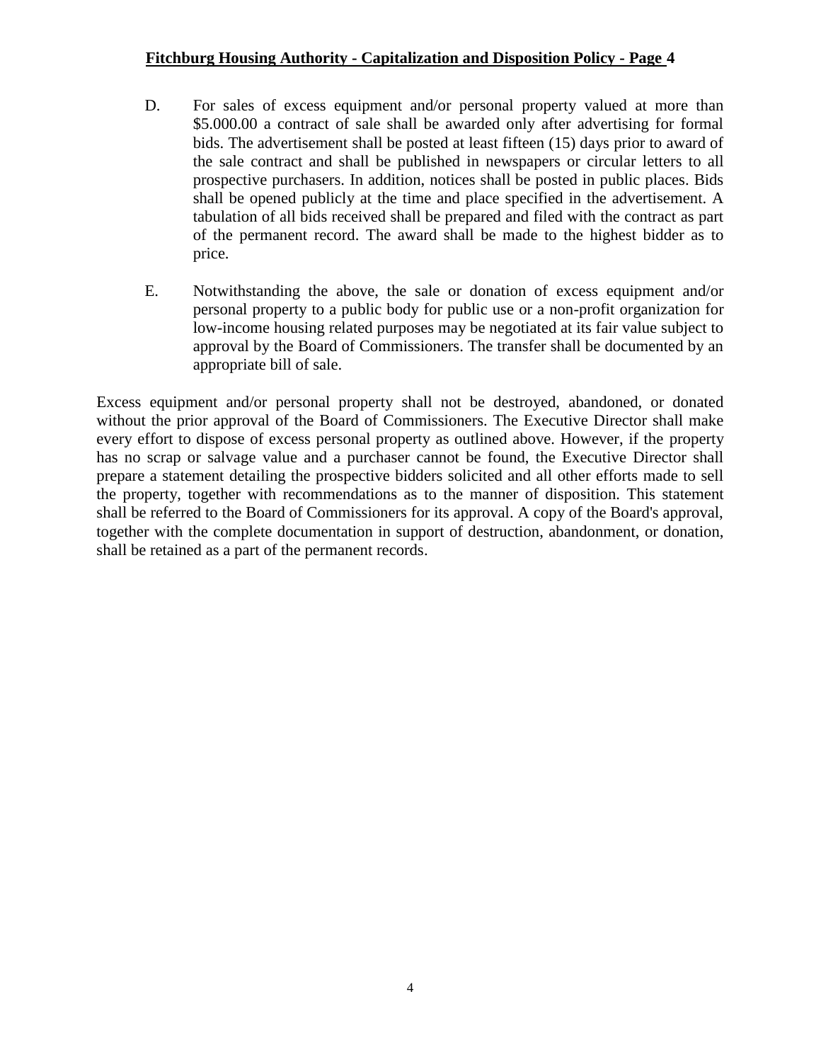D. For sales of excess equipment and/or personal property valued at more than $5.000.00 a contract of sale shall be awarded only after advertising for formal bids. The advertisement shall be posted at least fifteen (15) days prior to award of the sale contract and shall be published in newspapers or circular letters to all prospective purchasers. In addition, notices shall be posted in public places. Bids shall be opened publicly at the time and place specified in the advertisement. A tabulation of all bids received shall be prepared and filed with the contract as part of the permanent record. The award shall be made to the highest bidder as to price.

E. Notwithstanding the above, the sale or donation of excess equipment and/or personal property to a public body for public use or a non-profit organization for low-income housing related purposes may be negotiated at its fair value subject to approval by the Board of Commissioners. The transfer shall be documented by an appropriate bill of sale.

Excess equipment and/or personal property shall not be destroyed, abandoned, or donated without the prior approval of the Board of Commissioners. The Executive Director shall make every effort to dispose of excess personal property as outlined above. However, if the property has no scrap or salvage value and a purchaser cannot be found, the Executive Director shall prepare a statement detailing the prospective bidders solicited and all other efforts made to sell the property, together with recommendations as to the manner of disposition. This statement shall be referred to the Board of Commissioners for its approval. A copy of the Board's approval, together with the complete documentation in support of destruction, abandonment, or donation, shall be retained as a part of the permanent records.